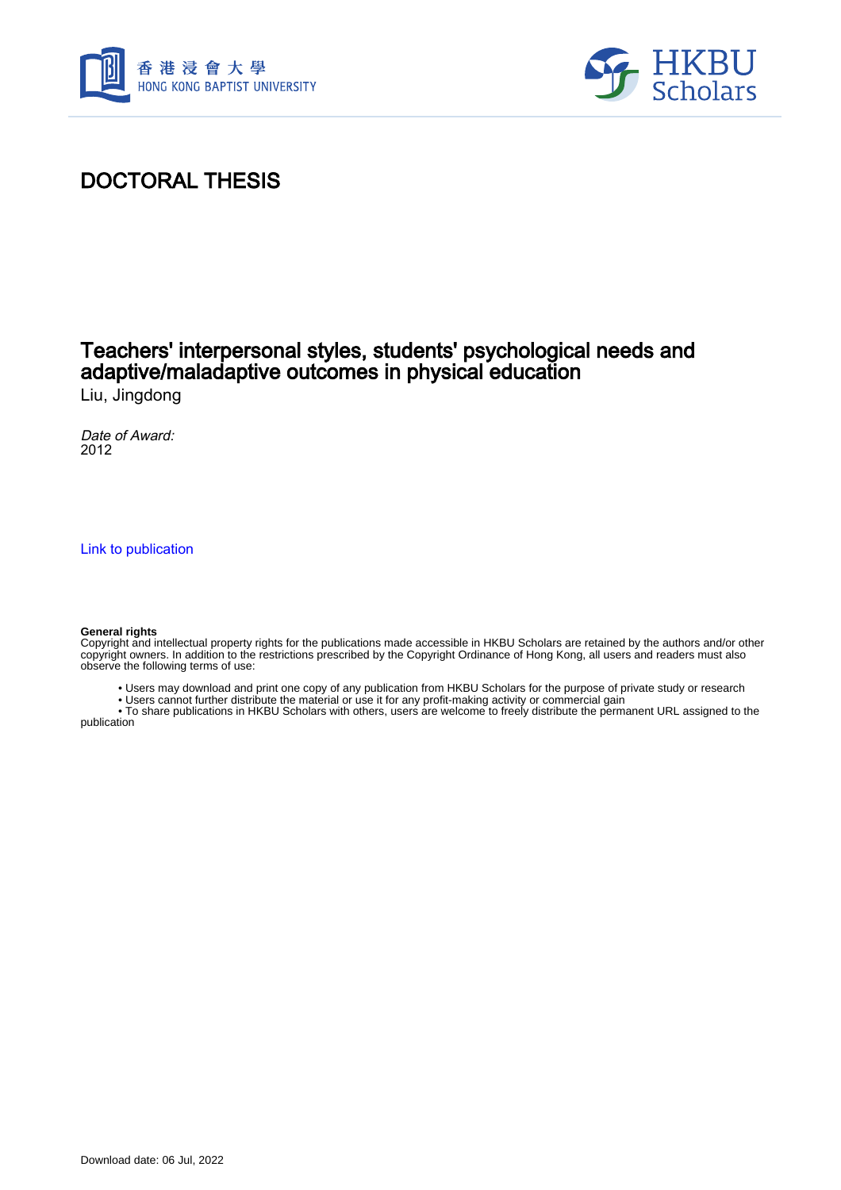# DOCTORAL THESIS

## Teachers' interpersonal styles, students' psychological needs and adaptive/maladaptive outcomes in physical education

Liu, Jingdong

*Date of Award:*
2012

Link to publication

**General rights**
Copyright and intellectual property rights for the publications made accessible in HKBU Scholars are retained by the authors and/or other copyright owners. In addition to the restrictions prescribed by the Copyright Ordinance of Hong Kong, all users and readers must also observe the following terms of use:

- Users may download and print one copy of any publication from HKBU Scholars for the purpose of private study or research
- Users cannot further distribute the material or use it for any profit-making activity or commercial gain
- To share publications in HKBU Scholars with others, users are welcome to freely distribute the permanent URL assigned to the publication

Download date: 06 Jul, 2022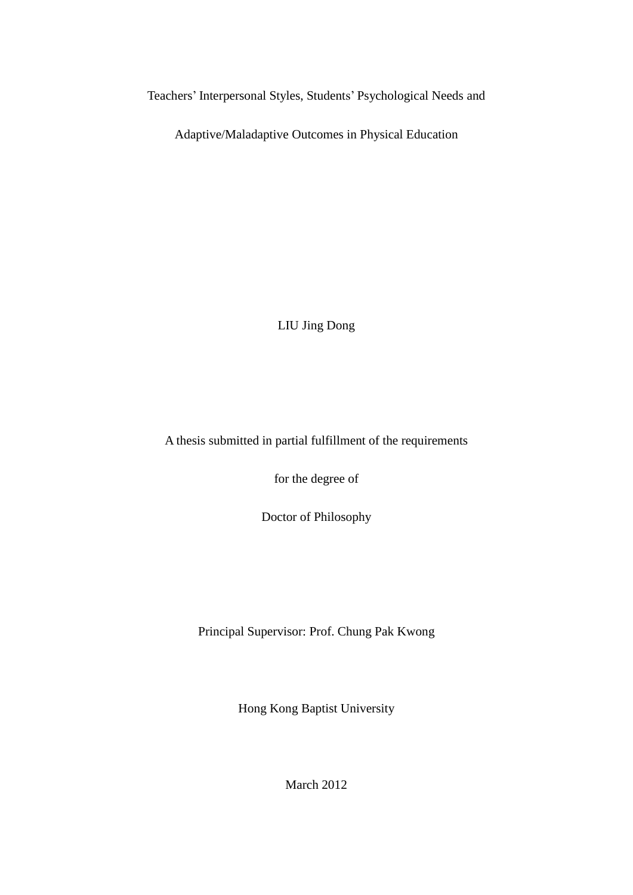# Teachers' Interpersonal Styles, Students' Psychological Needs and Adaptive/Maladaptive Outcomes in Physical Education

LIU Jing Dong

A thesis submitted in partial fulfillment of the requirements

for the degree of

Doctor of Philosophy

Principal Supervisor: Prof. Chung Pak Kwong

Hong Kong Baptist University

March 2012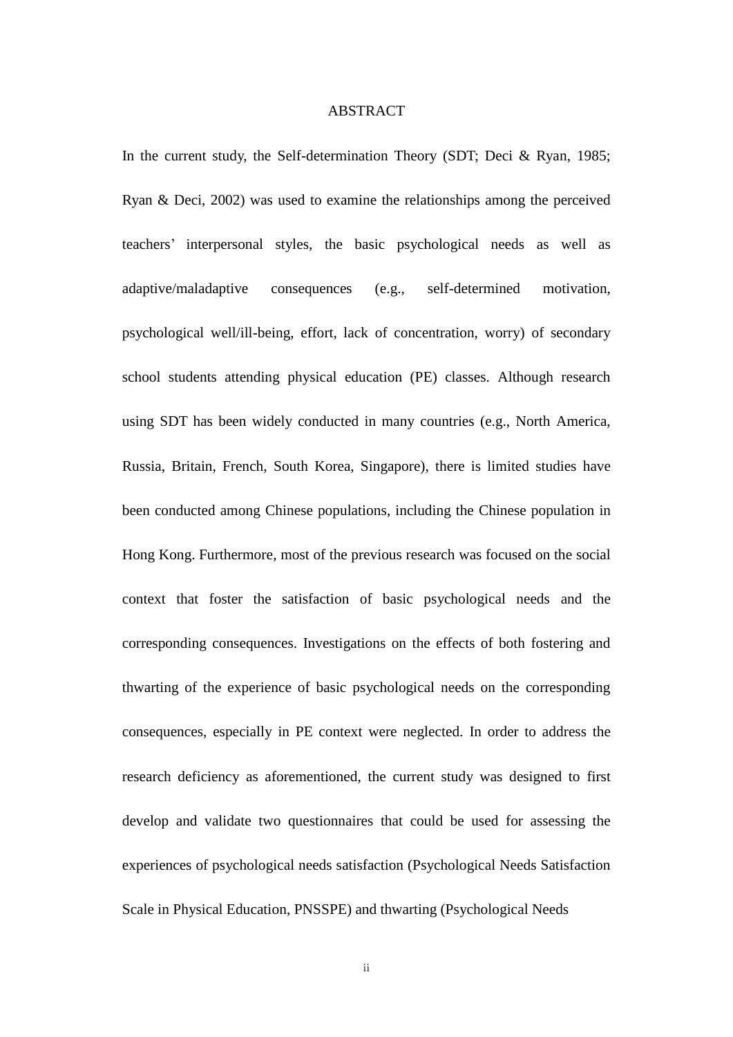# ABSTRACT

In the current study, the Self-determination Theory (SDT; Deci & Ryan, 1985; Ryan & Deci, 2002) was used to examine the relationships among the perceived teachers' interpersonal styles, the basic psychological needs as well as adaptive/maladaptive consequences (e.g., self-determined motivation, psychological well/ill-being, effort, lack of concentration, worry) of secondary school students attending physical education (PE) classes. Although research using SDT has been widely conducted in many countries (e.g., North America, Russia, Britain, French, South Korea, Singapore), there is limited studies have been conducted among Chinese populations, including the Chinese population in Hong Kong. Furthermore, most of the previous research was focused on the social context that foster the satisfaction of basic psychological needs and the corresponding consequences. Investigations on the effects of both fostering and thwarting of the experience of basic psychological needs on the corresponding consequences, especially in PE context were neglected. In order to address the research deficiency as aforementioned, the current study was designed to first develop and validate two questionnaires that could be used for assessing the experiences of psychological needs satisfaction (Psychological Needs Satisfaction Scale in Physical Education, PNSSPE) and thwarting (Psychological Needs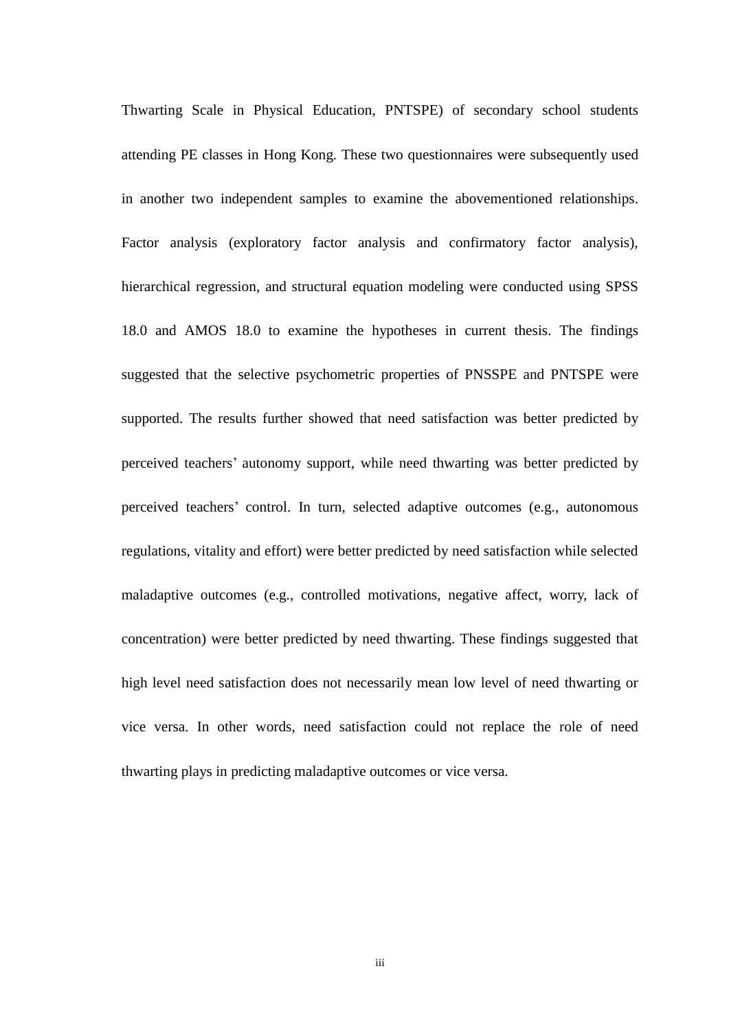Thwarting Scale in Physical Education, PNTSPE) of secondary school students attending PE classes in Hong Kong. These two questionnaires were subsequently used in another two independent samples to examine the abovementioned relationships. Factor analysis (exploratory factor analysis and confirmatory factor analysis), hierarchical regression, and structural equation modeling were conducted using SPSS 18.0 and AMOS 18.0 to examine the hypotheses in current thesis. The findings suggested that the selective psychometric properties of PNSSPE and PNTSPE were supported. The results further showed that need satisfaction was better predicted by perceived teachers' autonomy support, while need thwarting was better predicted by perceived teachers' control. In turn, selected adaptive outcomes (e.g., autonomous regulations, vitality and effort) were better predicted by need satisfaction while selected maladaptive outcomes (e.g., controlled motivations, negative affect, worry, lack of concentration) were better predicted by need thwarting. These findings suggested that high level need satisfaction does not necessarily mean low level of need thwarting or vice versa. In other words, need satisfaction could not replace the role of need thwarting plays in predicting maladaptive outcomes or vice versa.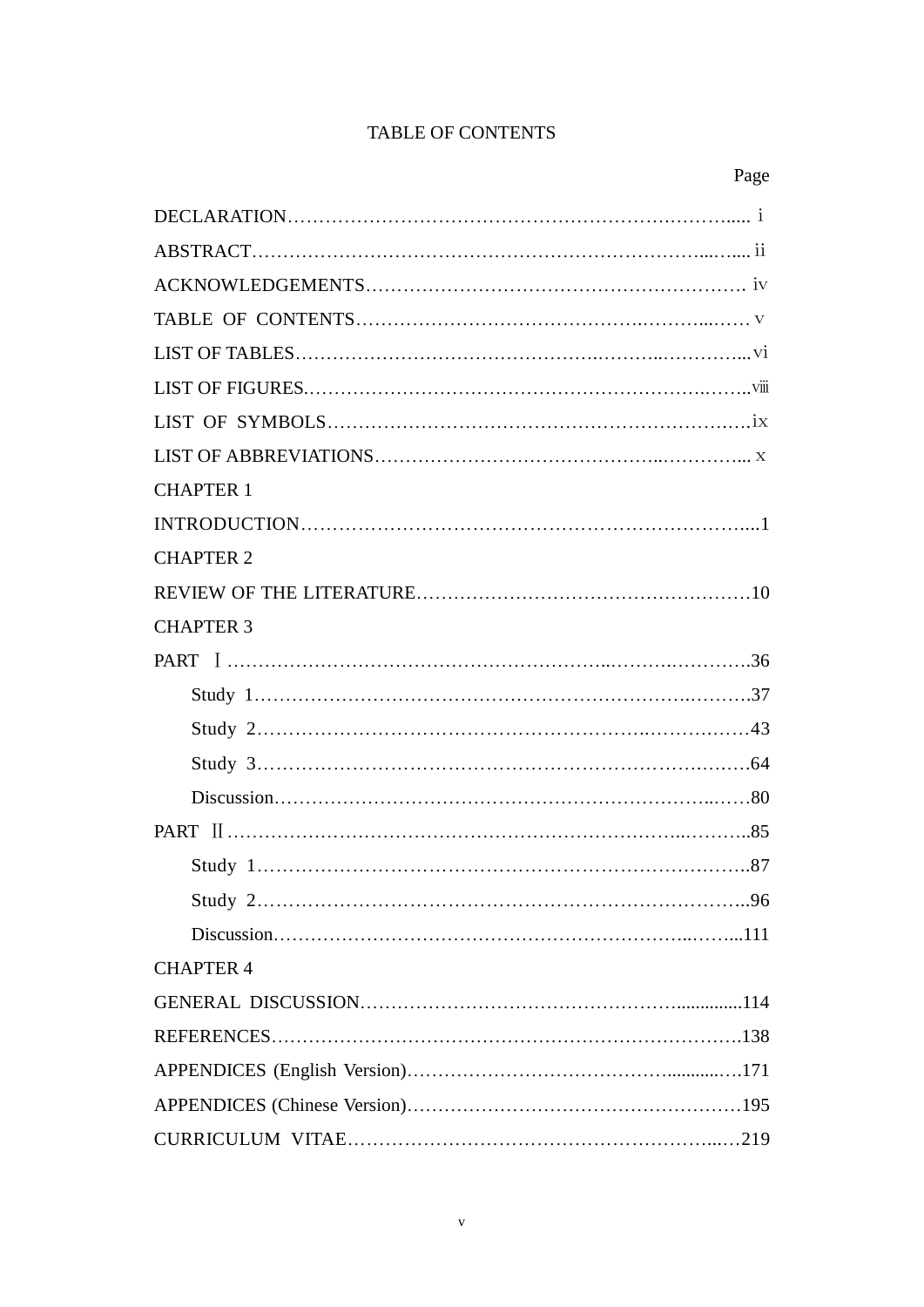# TABLE OF CONTENTS

Page

DECLARATION………………………………………………………….……..... ⅰ

ABSTRACT……………………………………………………………….....…... ⅱ

ACKNOWLEDGEMENTS……………………………………………………. ⅳ

TABLE OF CONTENTS………………………………………….………...…… ⅴ

LIST OF TABLES………………………………………..……..…………... ⅵ

LIST OF FIGURES.……………………………………………………….…... ⅷ

LIST OF SYMBOLS…………………………………………………………….ⅸ

LIST OF ABBREVIATIONS……………………………………..…………... ⅹ

CHAPTER 1

INTRODUCTION……………………………………………………………....1

CHAPTER 2

REVIEW OF THE LITERATURE……………………………………………10

CHAPTER 3

PART Ⅰ…………………………………………………..……….…………36

- Study 1……………………………………………………………….……….37
- Study 2……………………………………………………….………….……43
- Study 3……………………………………………………………….….……64
- Discussion……………………………………………………………..……80

PART Ⅱ……………………………………………………………..………..85

- Study 1………………………………………………………………….……..87
- Study 2…………………………………………………………………………..96
- Discussion………………………………………………………..……...111

CHAPTER 4

GENERAL DISCUSSION……………………………………………..............114

REFERENCES……………………………………………………………….138

APPENDICES (English Version)……………………………………............….171

APPENDICES (Chinese Version)………………………………………………195

CURRICULUM VITAE……………………………………………………...…219